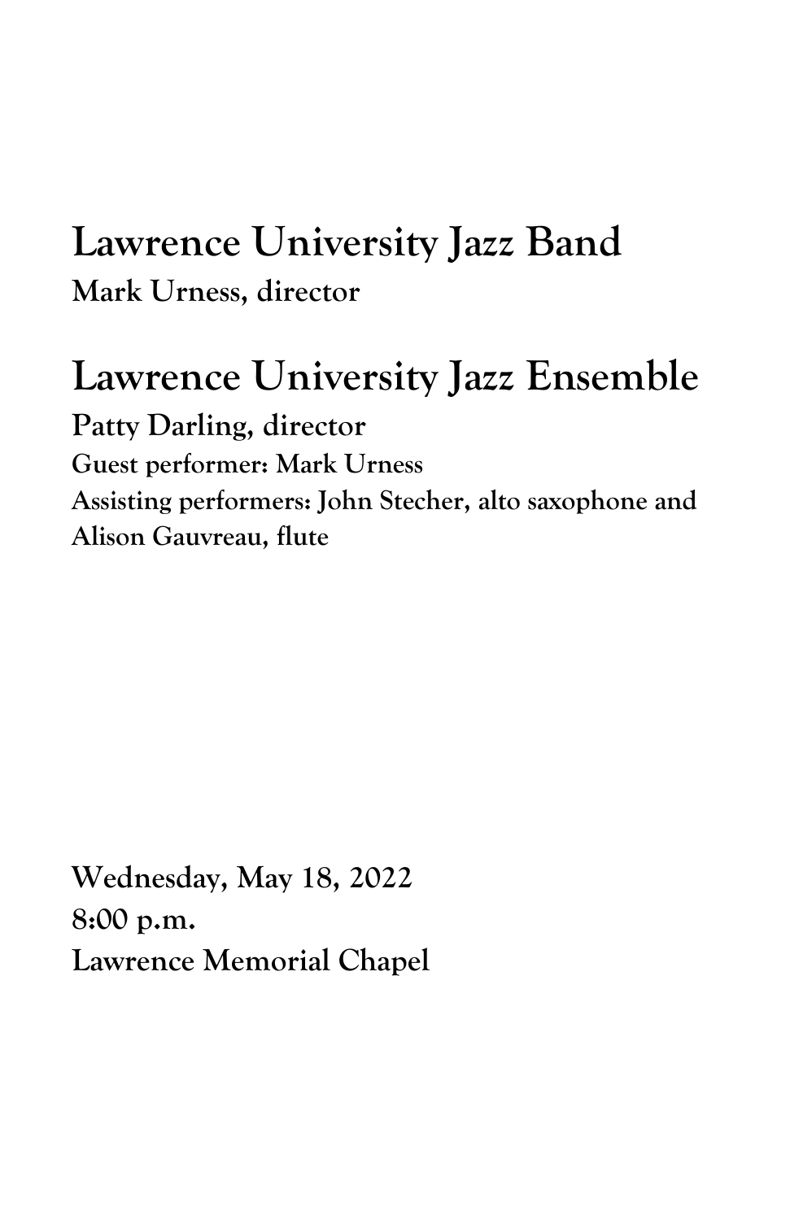# Lawrence University Jazz Band

**Mark Urness, director**

# Lawrence University Jazz Ensemble

**Patty Darling, director**

**Guest performer: Mark Urness**

**Assisting performers: John Stecher, alto saxophone and Alison Gauvreau, flute**

**Wednesday, May 18, 2022**
**8:00 p.m.**
**Lawrence Memorial Chapel**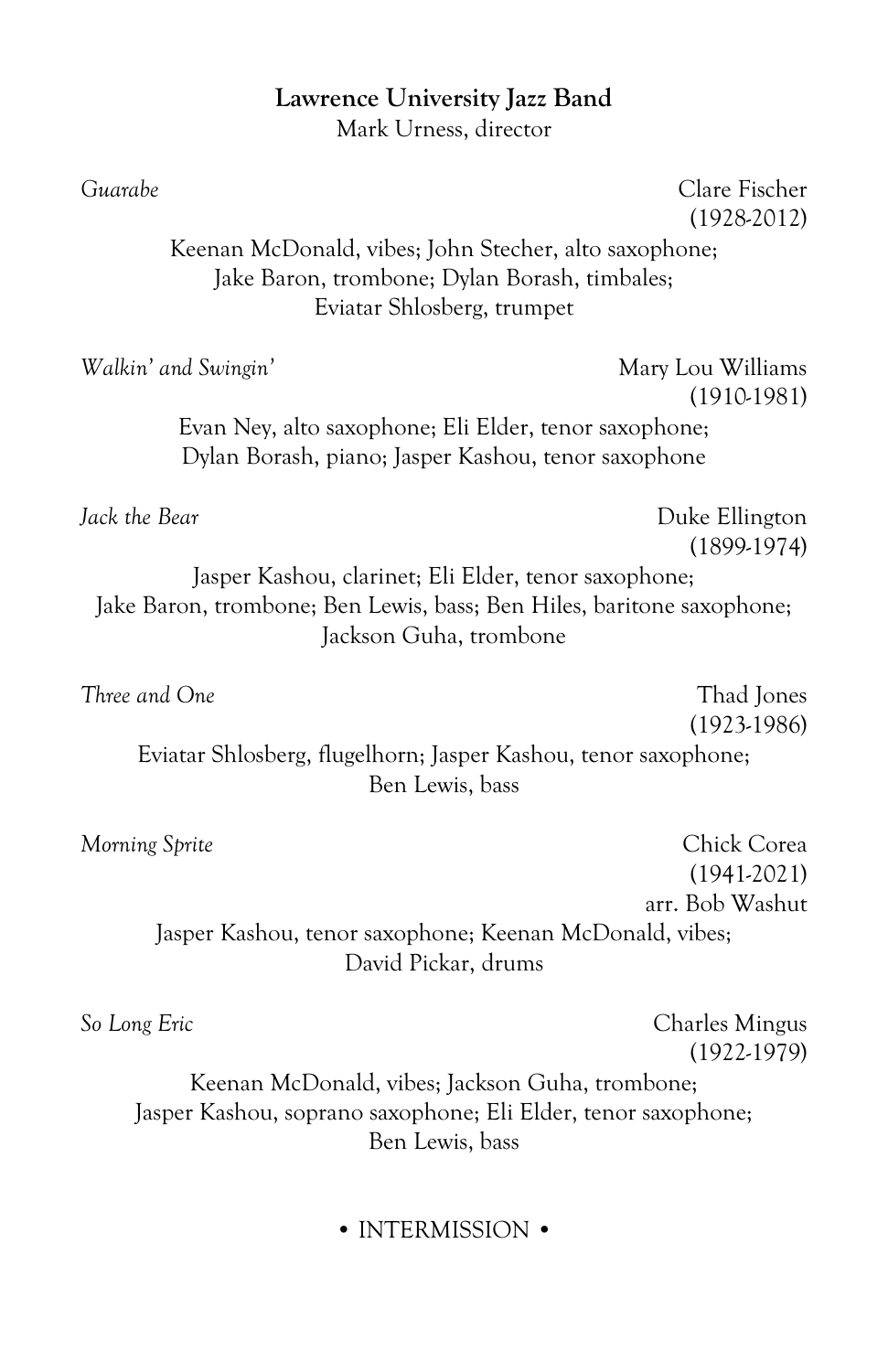**Lawrence University Jazz Band**
Mark Urness, director

*Guarabe* — Clare Fischer (1928-2012)

Keenan McDonald, vibes; John Stecher, alto saxophone; Jake Baron, trombone; Dylan Borash, timbales; Eviatar Shlosberg, trumpet

*Walkin' and Swingin'* — Mary Lou Williams (1910-1981)

Evan Ney, alto saxophone; Eli Elder, tenor saxophone; Dylan Borash, piano; Jasper Kashou, tenor saxophone

*Jack the Bear* — Duke Ellington (1899-1974)

Jasper Kashou, clarinet; Eli Elder, tenor saxophone; Jake Baron, trombone; Ben Lewis, bass; Ben Hiles, baritone saxophone; Jackson Guha, trombone

*Three and One* — Thad Jones (1923-1986)

Eviatar Shlosberg, flugelhorn; Jasper Kashou, tenor saxophone; Ben Lewis, bass

*Morning Sprite* — Chick Corea (1941-2021), arr. Bob Washut

Jasper Kashou, tenor saxophone; Keenan McDonald, vibes; David Pickar, drums

*So Long Eric* — Charles Mingus (1922-1979)

Keenan McDonald, vibes; Jackson Guha, trombone; Jasper Kashou, soprano saxophone; Eli Elder, tenor saxophone; Ben Lewis, bass

• INTERMISSION •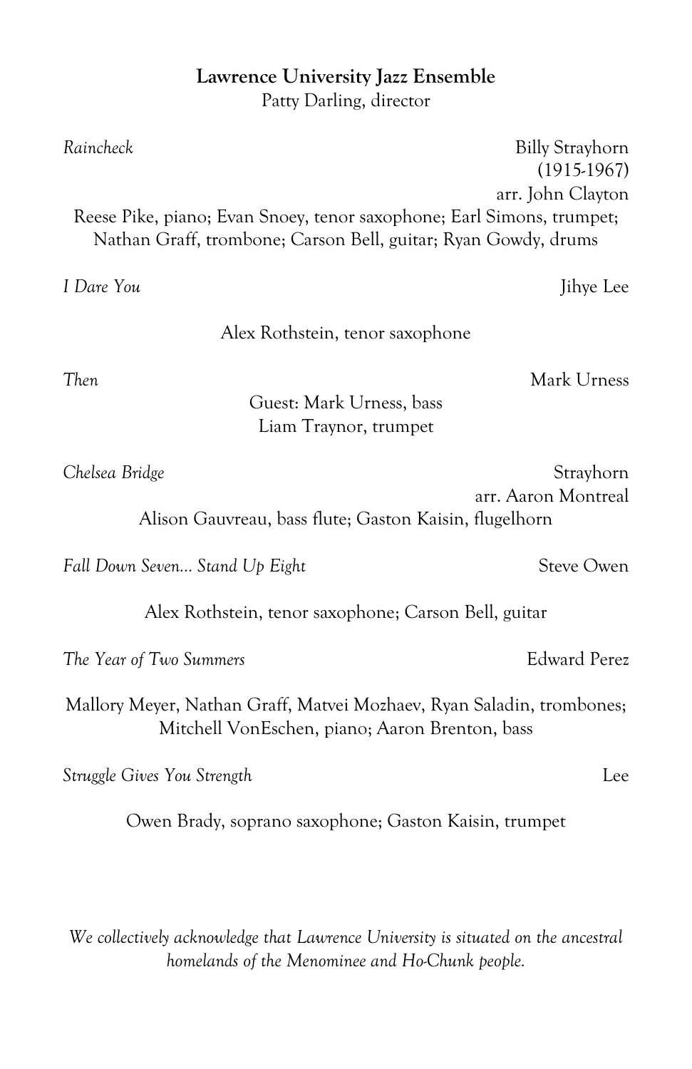**Lawrence University Jazz Ensemble**
Patty Darling, director

*Raincheck* — Billy Strayhorn
(1915-1967)
arr. John Clayton

Reese Pike, piano; Evan Snoey, tenor saxophone; Earl Simons, trumpet;
Nathan Graff, trombone; Carson Bell, guitar; Ryan Gowdy, drums

*I Dare You* — Jihye Lee

Alex Rothstein, tenor saxophone

*Then* — Mark Urness

Guest: Mark Urness, bass
Liam Traynor, trumpet

*Chelsea Bridge* — Strayhorn
arr. Aaron Montreal

Alison Gauvreau, bass flute; Gaston Kaisin, flugelhorn

*Fall Down Seven… Stand Up Eight* — Steve Owen

Alex Rothstein, tenor saxophone; Carson Bell, guitar

*The Year of Two Summers* — Edward Perez

Mallory Meyer, Nathan Graff, Matvei Mozhaev, Ryan Saladin, trombones;
Mitchell VonEschen, piano; Aaron Brenton, bass

*Struggle Gives You Strength* — Lee

Owen Brady, soprano saxophone; Gaston Kaisin, trumpet

*We collectively acknowledge that Lawrence University is situated on the ancestral homelands of the Menominee and Ho-Chunk people.*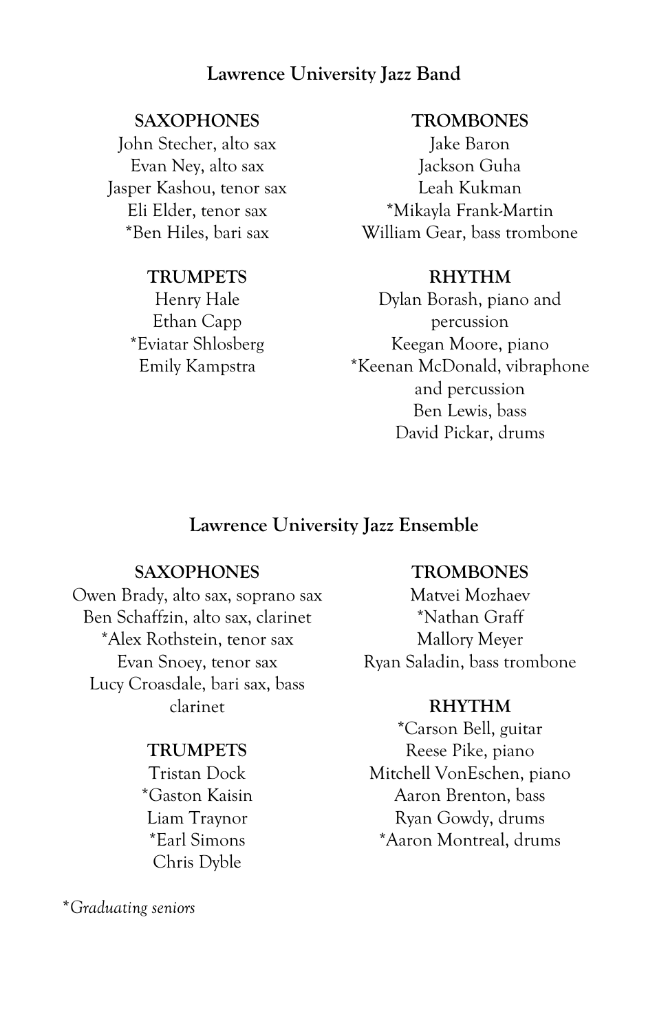## Lawrence University Jazz Band

**SAXOPHONES**

John Stecher, alto sax
Evan Ney, alto sax
Jasper Kashou, tenor sax
Eli Elder, tenor sax
*Ben Hiles, bari sax

**TRUMPETS**

Henry Hale
Ethan Capp
*Eviatar Shlosberg
Emily Kampstra

**TROMBONES**

Jake Baron
Jackson Guha
Leah Kukman
*Mikayla Frank-Martin
William Gear, bass trombone

**RHYTHM**

Dylan Borash, piano and percussion
Keegan Moore, piano
*Keenan McDonald, vibraphone and percussion
Ben Lewis, bass
David Pickar, drums

## Lawrence University Jazz Ensemble

**SAXOPHONES**

Owen Brady, alto sax, soprano sax
Ben Schaffzin, alto sax, clarinet
*Alex Rothstein, tenor sax
Evan Snoey, tenor sax
Lucy Croasdale, bari sax, bass clarinet

**TRUMPETS**

Tristan Dock
*Gaston Kaisin
Liam Traynor
*Earl Simons
Chris Dyble

**TROMBONES**

Matvei Mozhaev
*Nathan Graff
Mallory Meyer
Ryan Saladin, bass trombone

**RHYTHM**

*Carson Bell, guitar
Reese Pike, piano
Mitchell VonEschen, piano
Aaron Brenton, bass
Ryan Gowdy, drums
*Aaron Montreal, drums

*\*Graduating seniors*